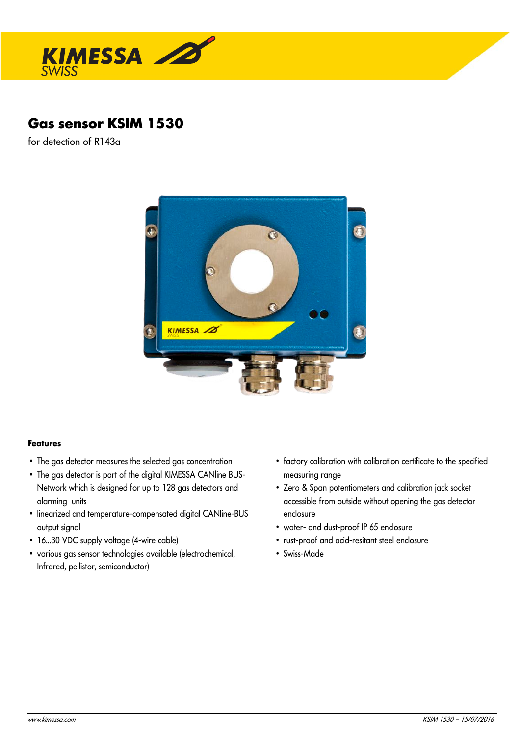# Gas sensor KSIM 1530

for detection of R143a

### Features

- The gas detector measures the selected gas concentration
- The gas detector is part of the digital KIMESSA CANline BUS-Network which is designed for up to 128 gas detectors and alarming units
- linearized and temperature-compensated digital CANline-BUS output signal
- 16...30 VDC supply voltage (4-wire cable)
- various gas sensor technologies available (electrochemical, Infrared, pellistor, semiconductor)
- factory calibration with calibration certificate to the specified measuring range
- Zero & Span potentiometers and calibration jack socket accessible from outside without opening the gas detector enclosure
- water- and dust-proof IP 65 enclosure
- rust-proof and acid-resitant steel enclosure
- Swiss-Made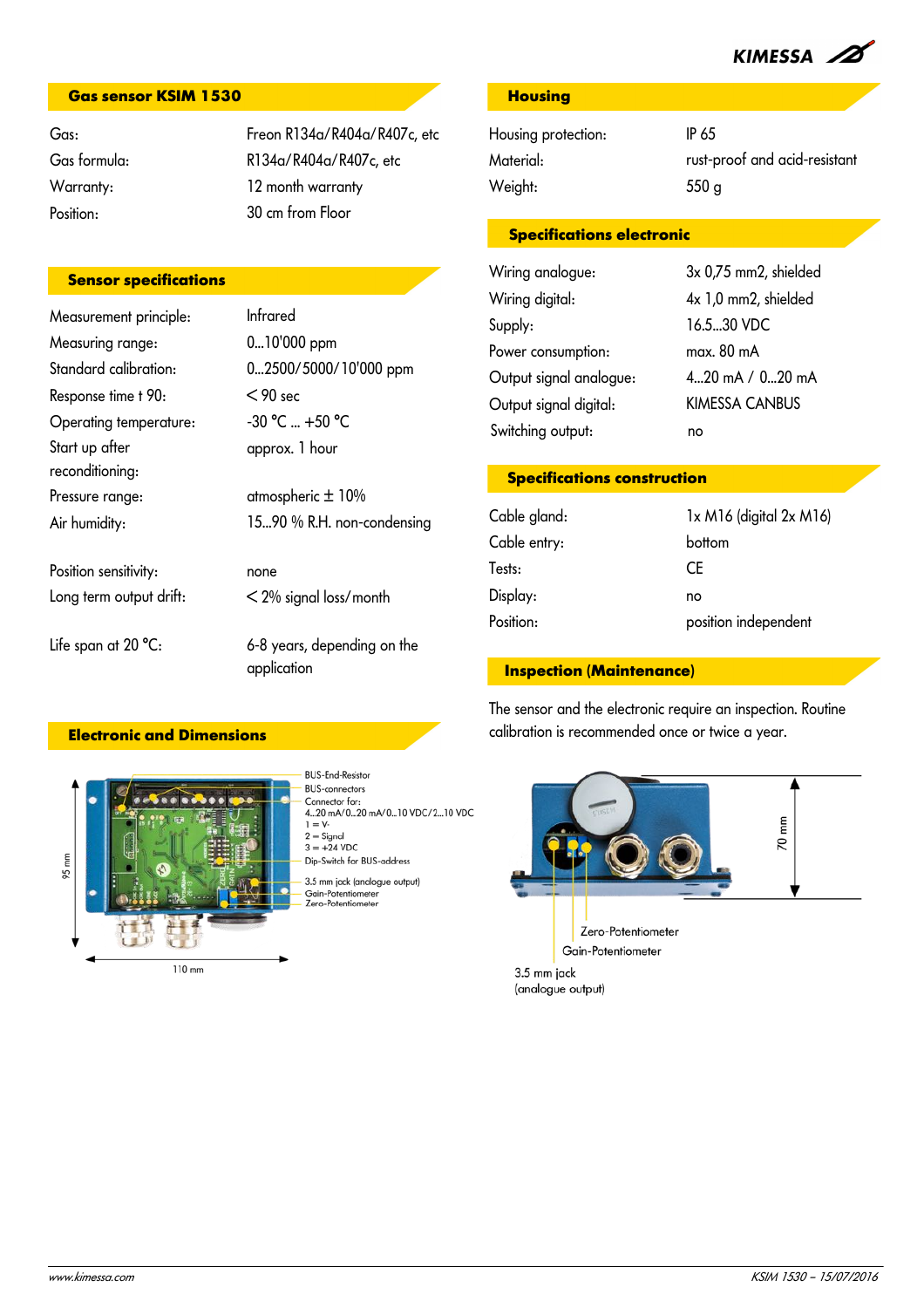## Gas sensor KSIM 1530

| | |
|---|---|
| Gas: | Freon R134a/R404a/R407c, etc |
| Gas formula: | R134a/R404a/R407c, etc |
| Warranty: | 12 month warranty |
| Position: | 30 cm from Floor |

## Sensor specifications

| | |
|---|---|
| Measurement principle: | Infrared |
| Measuring range: | 0...10'000 ppm |
| Standard calibration: | 0...2500/5000/10'000 ppm |
| Response time t 90: | < 90 sec |
| Operating temperature: | -30 °C ... +50 °C |
| Start up after reconditioning: | approx. 1 hour |
| Pressure range: | atmospheric ± 10% |
| Air humidity: | 15...90 % R.H. non-condensing |
| Position sensitivity: | none |
| Long term output drift: | < 2% signal loss/month |
| Life span at 20 °C: | 6-8 years, depending on the application |

## Electronic and Dimensions

BUS-End-Resistor
BUS-connectors
Connector for:
4...20 mA/0...20 mA/0...10 VDC/2...10 VDC
1 = V-
2 = Signal
3 = +24 VDC
Dip-Switch for BUS-address
3.5 mm jack (analogue output)
Gain-Potentiometer
Zero-Potentiometer
95 mm
110 mm

## Housing

| | |
|---|---|
| Housing protection: | IP 65 |
| Material: | rust-proof and acid-resistant |
| Weight: | 550 g |

## Specifications electronic

| | |
|---|---|
| Wiring analogue: | 3x 0,75 mm2, shielded |
| Wiring digital: | 4x 1,0 mm2, shielded |
| Supply: | 16.5...30 VDC |
| Power consumption: | max. 80 mA |
| Output signal analogue: | 4...20 mA / 0...20 mA |
| Output signal digital: | KIMESSA CANBUS |
| Switching output: | no |

## Specifications construction

| | |
|---|---|
| Cable gland: | 1x M16 (digital 2x M16) |
| Cable entry: | bottom |
| Tests: | CE |
| Display: | no |
| Position: | position independent |

## Inspection (Maintenance)

The sensor and the electronic require an inspection. Routine calibration is recommended once or twice a year.

70 mm
Zero-Potentiometer
Gain-Potentiometer
3.5 mm jack
(analogue output)